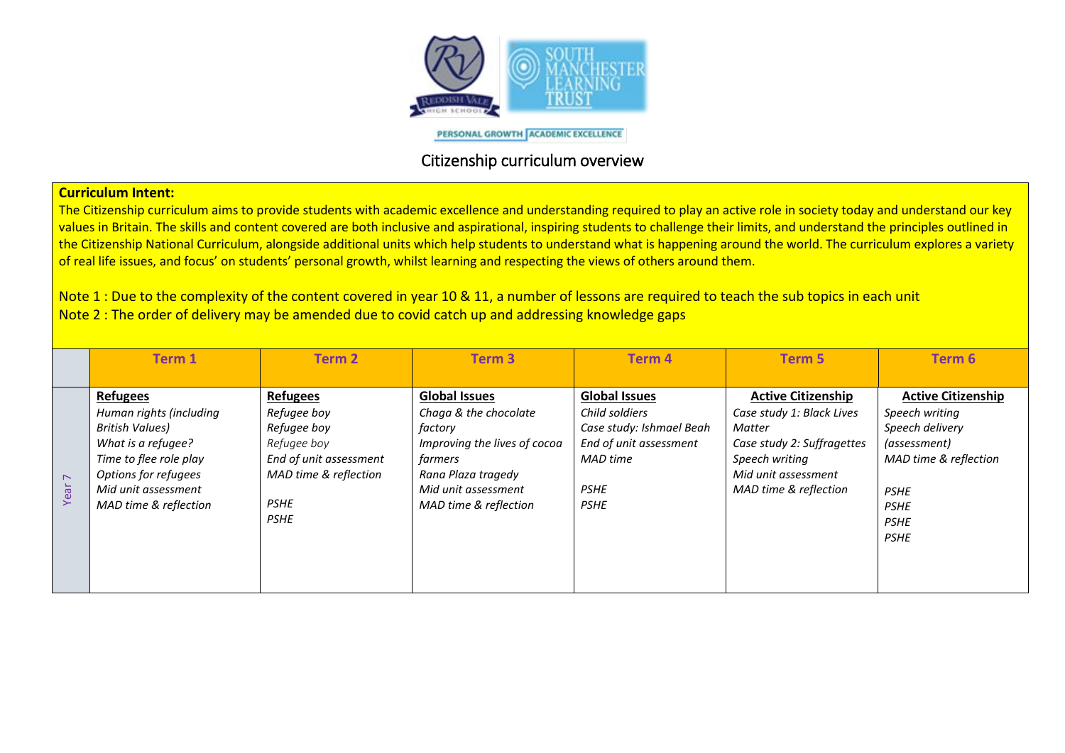PERSONAL GROWTH | ACADEMIC EXCELLENCE

# Citizenship curriculum overview

**Curriculum Intent:**

The Citizenship curriculum aims to provide students with academic excellence and understanding required to play an active role in society today and understand our key values in Britain. The skills and content covered are both inclusive and aspirational, inspiring students to challenge their limits, and understand the principles outlined in the Citizenship National Curriculum, alongside additional units which help students to understand what is happening around the world. The curriculum explores a variety of real life issues, and focus' on students' personal growth, whilst learning and respecting the views of others around them.

Note 1 : Due to the complexity of the content covered in year 10 & 11, a number of lessons are required to teach the sub topics in each unit

Note 2 : The order of delivery may be amended due to covid catch up and addressing knowledge gaps

| | Term 1 | Term 2 | Term 3 | Term 4 | Term 5 | Term 6 |
|---|---|---|---|---|---|---|
| Year 7 | **Refugees**<br>*Human rights (including British Values)*<br>*What is a refugee?*<br>*Time to flee role play*<br>*Options for refugees*<br>*Mid unit assessment*<br>*MAD time & reflection* | **Refugees**<br>*Refugee boy*<br>*Refugee boy*<br>*Refugee boy*<br>*End of unit assessment*<br>*MAD time & reflection*<br><br>*PSHE*<br>*PSHE* | **Global Issues**<br>*Chaga & the chocolate factory*<br>*Improving the lives of cocoa farmers*<br>*Rana Plaza tragedy*<br>*Mid unit assessment*<br>*MAD time & reflection* | **Global Issues**<br>*Child soldiers*<br>*Case study: Ishmael Beah*<br>*End of unit assessment*<br>*MAD time*<br><br>*PSHE*<br>*PSHE* | **Active Citizenship**<br>*Case study 1: Black Lives Matter*<br>*Case study 2: Suffragettes*<br>*Speech writing*<br>*Mid unit assessment*<br>*MAD time & reflection* | **Active Citizenship**<br>*Speech writing*<br>*Speech delivery (assessment)*<br>*MAD time & reflection*<br><br>*PSHE*<br>*PSHE*<br>*PSHE*<br>*PSHE* |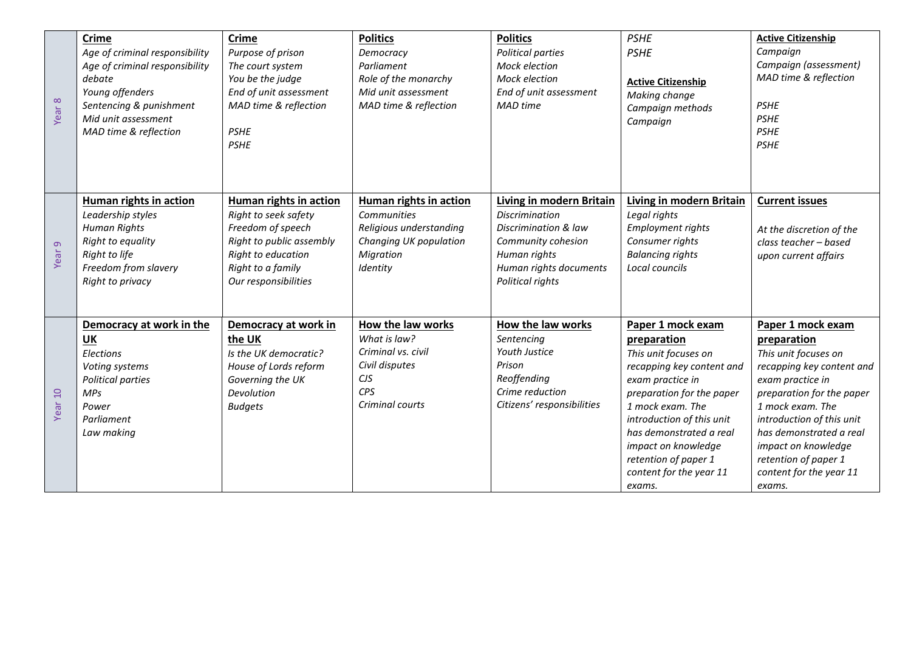| | | | | | | |
|---|---|---|---|---|---|---|
| Year 8 | **Crime**<br>*Age of criminal responsibility*<br>*Age of criminal responsibility debate*<br>*Young offenders*<br>*Sentencing & punishment*<br>*Mid unit assessment*<br>*MAD time & reflection* | **Crime**<br>*Purpose of prison*<br>*The court system*<br>*You be the judge*<br>*End of unit assessment*<br>*MAD time & reflection*<br><br>*PSHE*<br>*PSHE* | **Politics**<br>*Democracy*<br>*Parliament*<br>*Role of the monarchy*<br>*Mid unit assessment*<br>*MAD time & reflection* | **Politics**<br>*Political parties*<br>*Mock election*<br>*Mock election*<br>*End of unit assessment*<br>*MAD time* | *PSHE*<br>*PSHE*<br><br>**Active Citizenship**<br>*Making change*<br>*Campaign methods*<br>*Campaign* | **Active Citizenship**<br>*Campaign*<br>*Campaign (assessment)*<br>*MAD time & reflection*<br><br>*PSHE*<br>*PSHE*<br>*PSHE*<br>*PSHE* |
| Year 9 | **Human rights in action**<br>*Leadership styles*<br>*Human Rights*<br>*Right to equality*<br>*Right to life*<br>*Freedom from slavery*<br>*Right to privacy* | **Human rights in action**<br>*Right to seek safety*<br>*Freedom of speech*<br>*Right to public assembly*<br>*Right to education*<br>*Right to a family*<br>*Our responsibilities* | **Human rights in action**<br>*Communities*<br>*Religious understanding*<br>*Changing UK population*<br>*Migration*<br>*Identity* | **Living in modern Britain**<br>*Discrimination*<br>*Discrimination & law*<br>*Community cohesion*<br>*Human rights*<br>*Human rights documents*<br>*Political rights* | **Living in modern Britain**<br>*Legal rights*<br>*Employment rights*<br>*Consumer rights*<br>*Balancing rights*<br>*Local councils* | **Current issues**<br><br>*At the discretion of the class teacher – based upon current affairs* |
| Year 10 | **Democracy at work in the UK**<br>*Elections*<br>*Voting systems*<br>*Political parties*<br>*MPs*<br>*Power*<br>*Parliament*<br>*Law making* | **Democracy at work in the UK**<br>*Is the UK democratic?*<br>*House of Lords reform*<br>*Governing the UK*<br>*Devolution*<br>*Budgets* | **How the law works**<br>*What is law?*<br>*Criminal vs. civil*<br>*Civil disputes*<br>*CJS*<br>*CPS*<br>*Criminal courts* | **How the law works**<br>*Sentencing*<br>*Youth Justice*<br>*Prison*<br>*Reoffending*<br>*Crime reduction*<br>*Citizens' responsibilities* | **Paper 1 mock exam preparation**<br>*This unit focuses on recapping key content and exam practice in preparation for the paper 1 mock exam. The introduction of this unit has demonstrated a real impact on knowledge retention of paper 1 content for the year 11 exams.* | **Paper 1 mock exam preparation**<br>*This unit focuses on recapping key content and exam practice in preparation for the paper 1 mock exam. The introduction of this unit has demonstrated a real impact on knowledge retention of paper 1 content for the year 11 exams.* |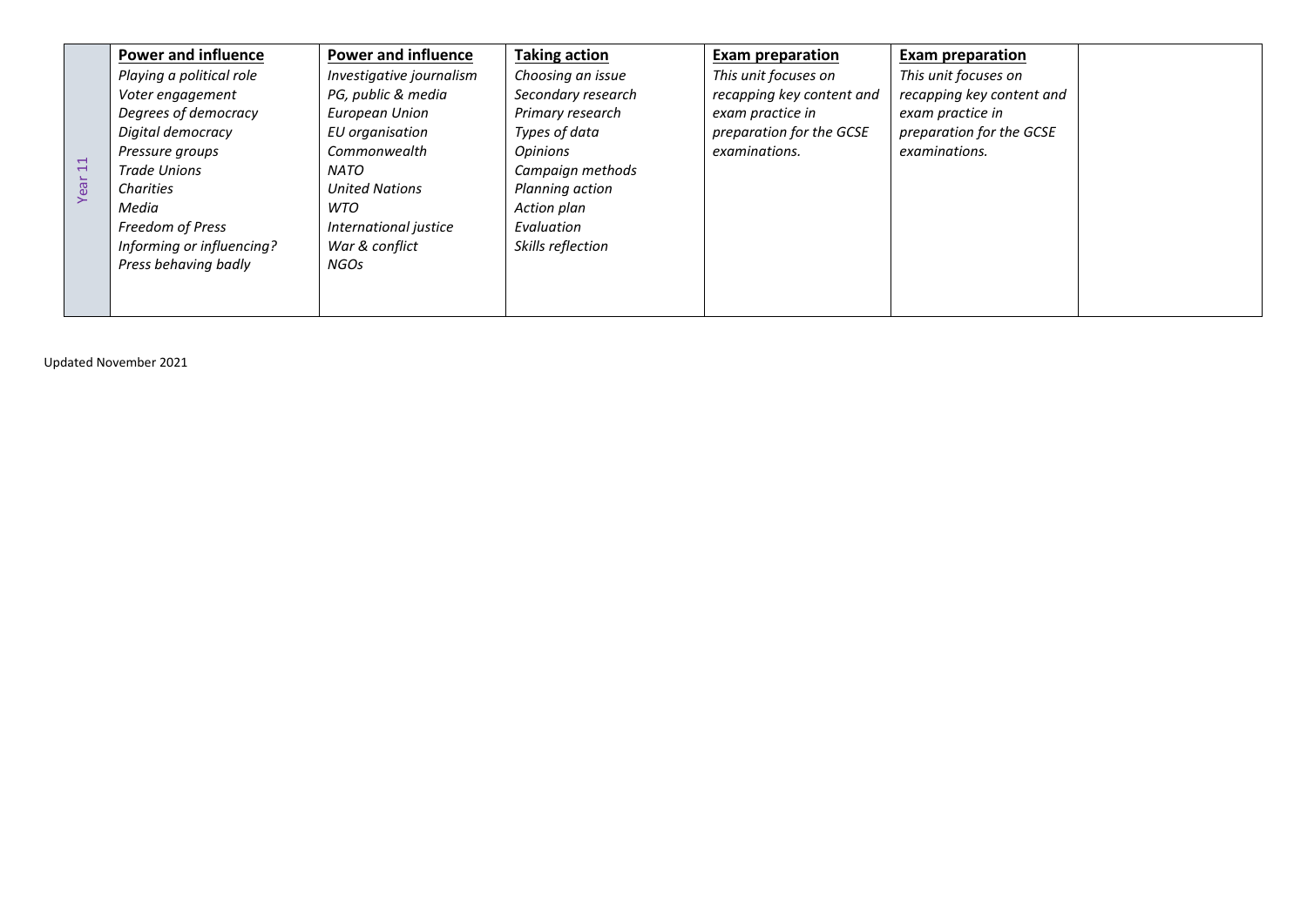| | | | | | | |
|---|---|---|---|---|---|---|
| Year 11 | **Power and influence**<br>*Playing a political role*<br>*Voter engagement*<br>*Degrees of democracy*<br>*Digital democracy*<br>*Pressure groups*<br>*Trade Unions*<br>*Charities*<br>*Media*<br>*Freedom of Press*<br>*Informing or influencing?*<br>*Press behaving badly* | **Power and influence**<br>*Investigative journalism*<br>*PG, public & media*<br>*European Union*<br>*EU organisation*<br>*Commonwealth*<br>*NATO*<br>*United Nations*<br>*WTO*<br>*International justice*<br>*War & conflict*<br>*NGOs* | **Taking action**<br>*Choosing an issue*<br>*Secondary research*<br>*Primary research*<br>*Types of data*<br>*Opinions*<br>*Campaign methods*<br>*Planning action*<br>*Action plan*<br>*Evaluation*<br>*Skills reflection* | **Exam preparation**<br>*This unit focuses on recapping key content and exam practice in preparation for the GCSE examinations.* | **Exam preparation**<br>*This unit focuses on recapping key content and exam practice in preparation for the GCSE examinations.* | |

Updated November 2021